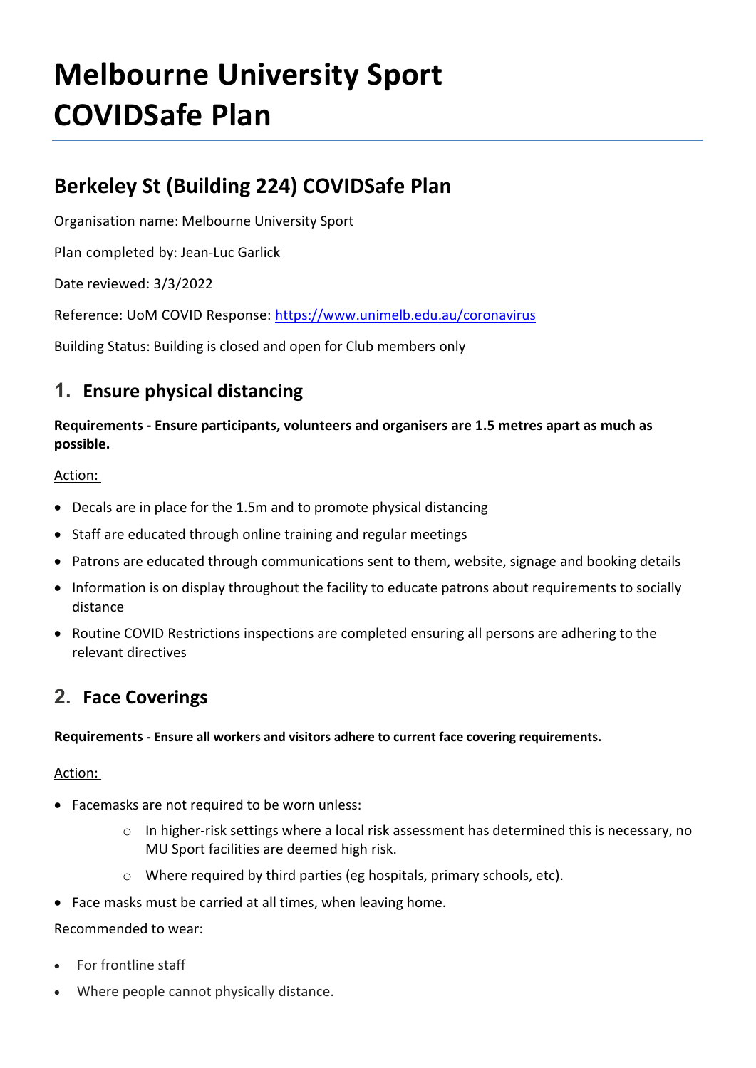# Melbourne University Sport COVIDSafe Plan

## Berkeley St (Building 224) COVIDSafe Plan

Organisation name: Melbourne University Sport

Plan completed by: Jean-Luc Garlick

Date reviewed: 3/3/2022

Reference: UoM COVID Response: https://www.unimelb.edu.au/coronavirus

Building Status: Building is closed and open for Club members only

## 1. Ensure physical distancing

**Requirements - Ensure participants, volunteers and organisers are 1.5 metres apart as much as possible.**

Action:

- Decals are in place for the 1.5m and to promote physical distancing
- Staff are educated through online training and regular meetings
- Patrons are educated through communications sent to them, website, signage and booking details
- Information is on display throughout the facility to educate patrons about requirements to socially distance
- Routine COVID Restrictions inspections are completed ensuring all persons are adhering to the relevant directives

## 2. Face Coverings

**Requirements - Ensure all workers and visitors adhere to current face covering requirements.**

Action:

- Facemasks are not required to be worn unless:
    - In higher-risk settings where a local risk assessment has determined this is necessary, no MU Sport facilities are deemed high risk.
    - Where required by third parties (eg hospitals, primary schools, etc).
- Face masks must be carried at all times, when leaving home.

Recommended to wear:

- For frontline staff
- Where people cannot physically distance.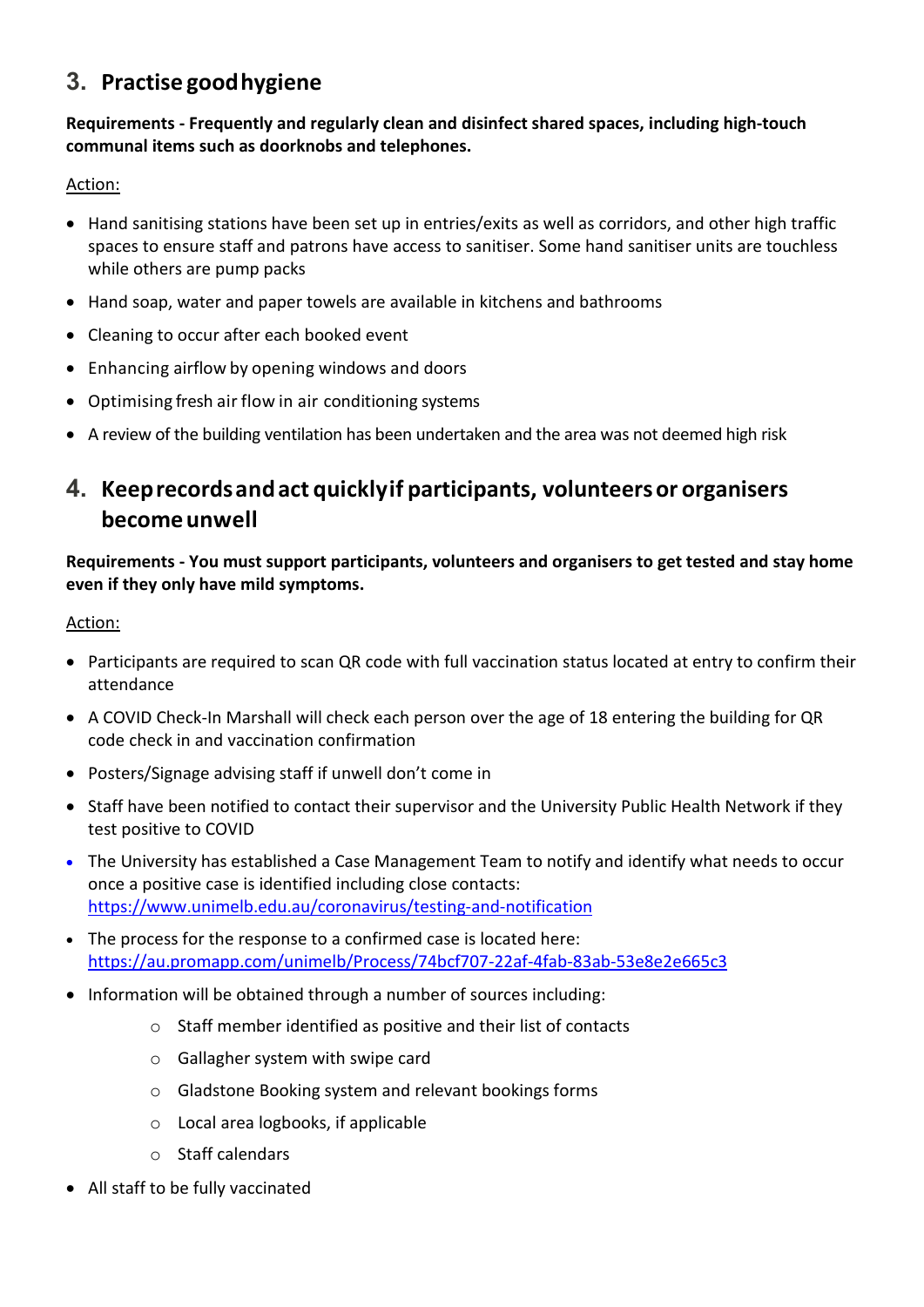## 3. Practise good hygiene

**Requirements - Frequently and regularly clean and disinfect shared spaces, including high-touch communal items such as doorknobs and telephones.**

Action:

- Hand sanitising stations have been set up in entries/exits as well as corridors, and other high traffic spaces to ensure staff and patrons have access to sanitiser. Some hand sanitiser units are touchless while others are pump packs
- Hand soap, water and paper towels are available in kitchens and bathrooms
- Cleaning to occur after each booked event
- Enhancing airflow by opening windows and doors
- Optimising fresh air flow in air conditioning systems
- A review of the building ventilation has been undertaken and the area was not deemed high risk

## 4. Keep records and act quickly if participants, volunteers or organisers become unwell

**Requirements - You must support participants, volunteers and organisers to get tested and stay home even if they only have mild symptoms.**

Action:

- Participants are required to scan QR code with full vaccination status located at entry to confirm their attendance
- A COVID Check-In Marshall will check each person over the age of 18 entering the building for QR code check in and vaccination confirmation
- Posters/Signage advising staff if unwell don't come in
- Staff have been notified to contact their supervisor and the University Public Health Network if they test positive to COVID
- The University has established a Case Management Team to notify and identify what needs to occur once a positive case is identified including close contacts: https://www.unimelb.edu.au/coronavirus/testing-and-notification
- The process for the response to a confirmed case is located here: https://au.promapp.com/unimelb/Process/74bcf707-22af-4fab-83ab-53e8e2e665c3
- Information will be obtained through a number of sources including:
    - Staff member identified as positive and their list of contacts
    - Gallagher system with swipe card
    - Gladstone Booking system and relevant bookings forms
    - Local area logbooks, if applicable
    - Staff calendars
- All staff to be fully vaccinated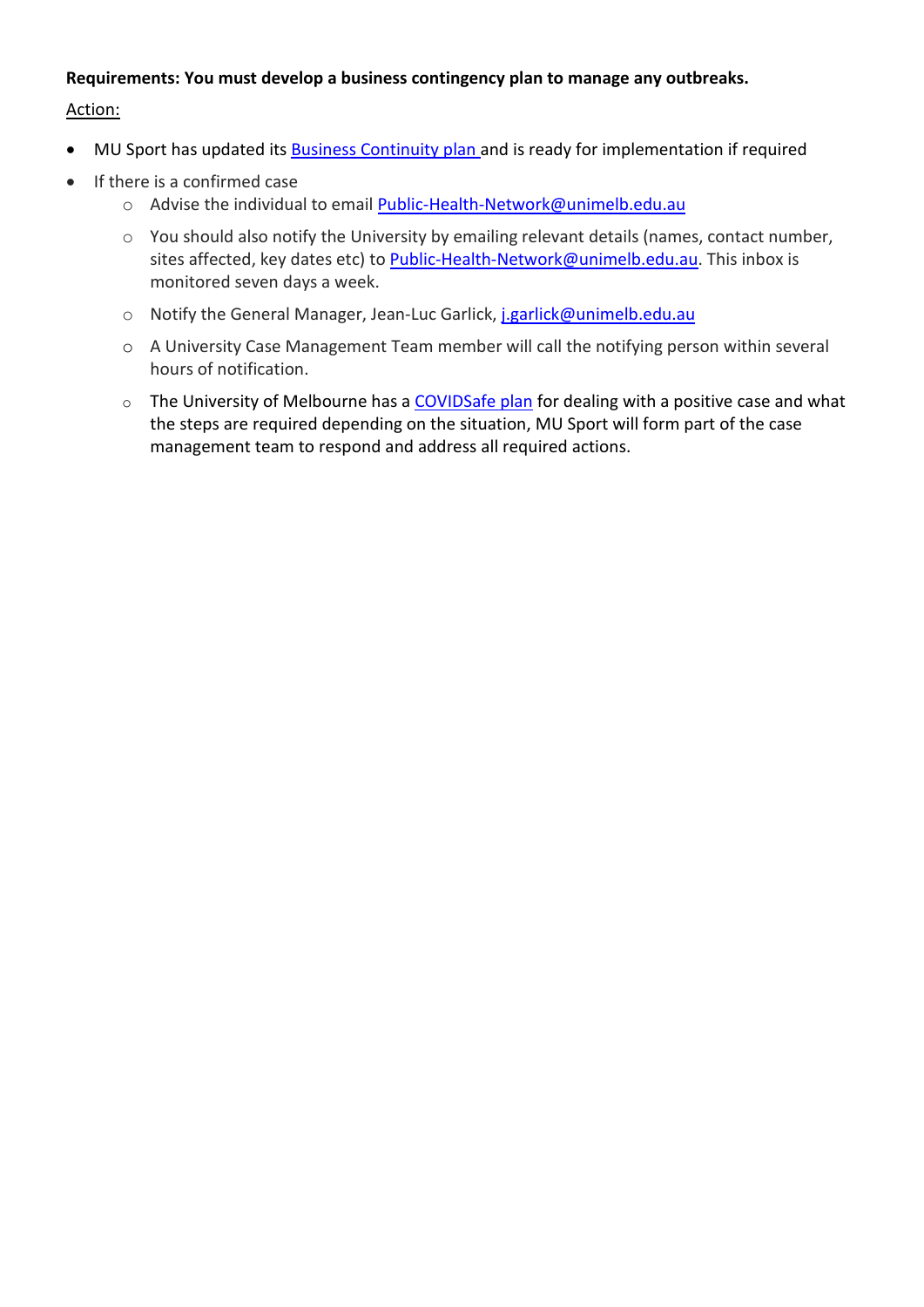**Requirements: You must develop a business contingency plan to manage any outbreaks.**

<u>Action:</u>

- MU Sport has updated its [Business Continuity plan](#) and is ready for implementation if required
- If there is a confirmed case
  - Advise the individual to email Public-Health-Network@unimelb.edu.au
  - You should also notify the University by emailing relevant details (names, contact number, sites affected, key dates etc) to Public-Health-Network@unimelb.edu.au. This inbox is monitored seven days a week.
  - Notify the General Manager, Jean-Luc Garlick, j.garlick@unimelb.edu.au
  - A University Case Management Team member will call the notifying person within several hours of notification.
  - The University of Melbourne has a [COVIDSafe plan](#) for dealing with a positive case and what the steps are required depending on the situation, MU Sport will form part of the case management team to respond and address all required actions.